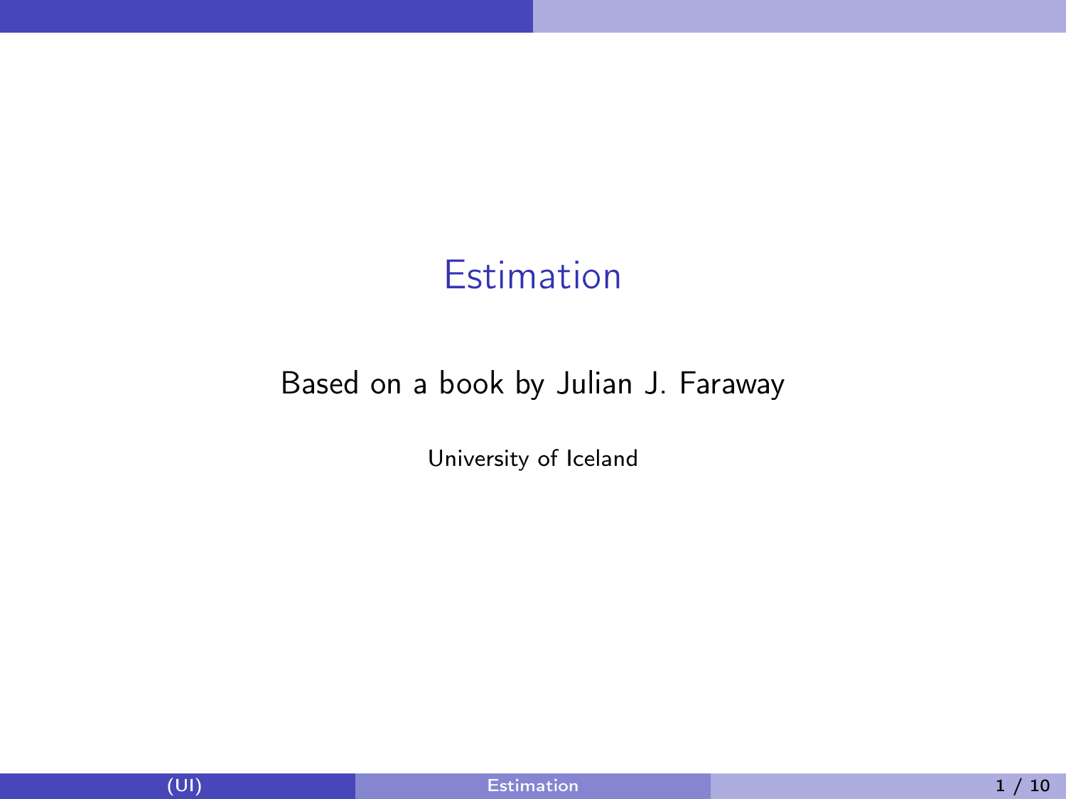# Estimation

Based on a book by Julian J. Faraway

University of Iceland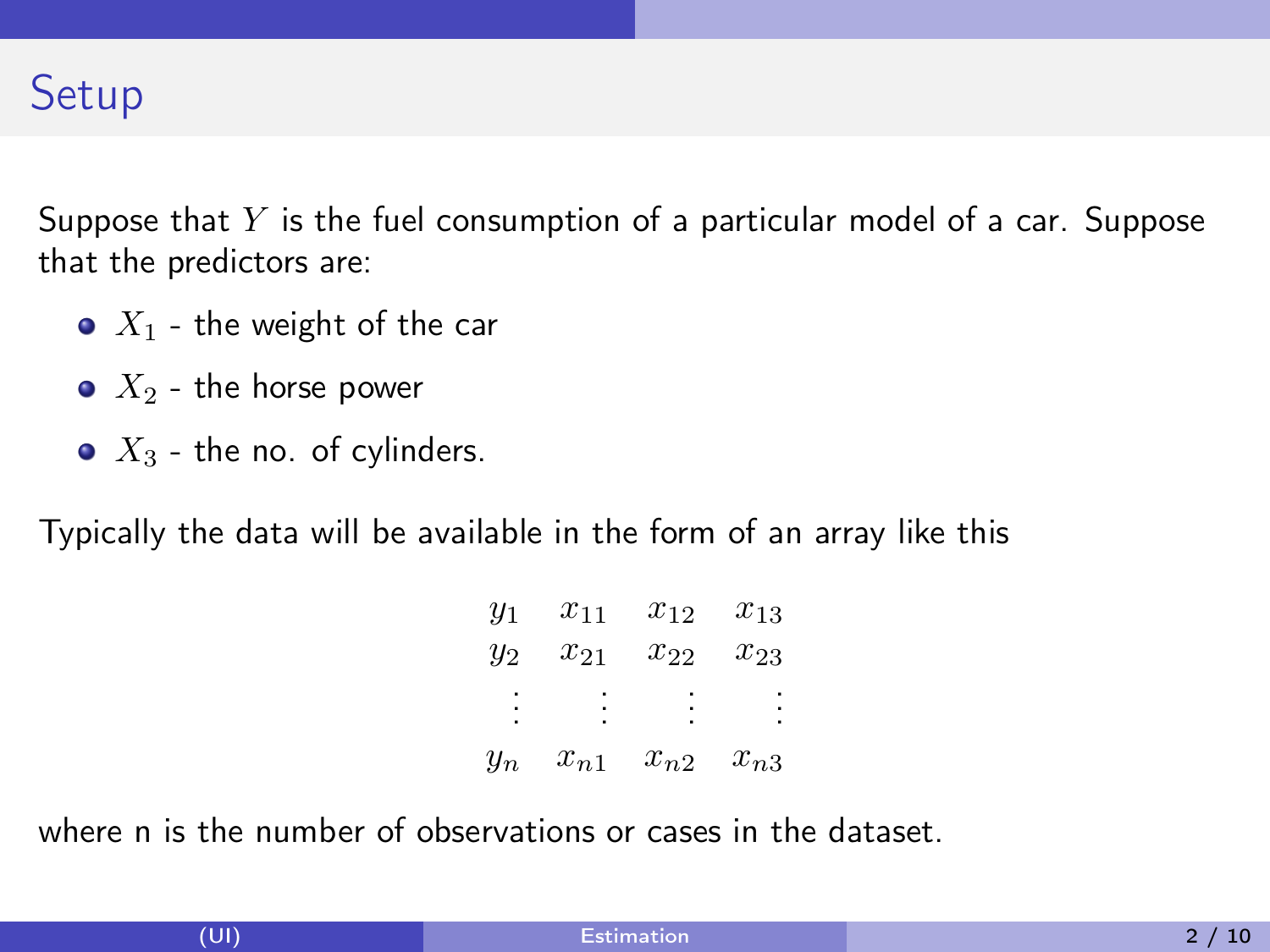# Setup

Suppose that $Y$ is the fuel consumption of a particular model of a car. Suppose that the predictors are:

- $X_1$ - the weight of the car
- $X_2$ - the horse power
- $X_3$ - the no. of cylinders.

Typically the data will be available in the form of an array like this

$$
\begin{array}{cccc}
y_1 & x_{11} & x_{12} & x_{13} \\
y_2 & x_{21} & x_{22} & x_{23} \\
\vdots & \vdots & \vdots & \vdots \\
y_n & x_{n1} & x_{n2} & x_{n3}
\end{array}
$$

where n is the number of observations or cases in the dataset.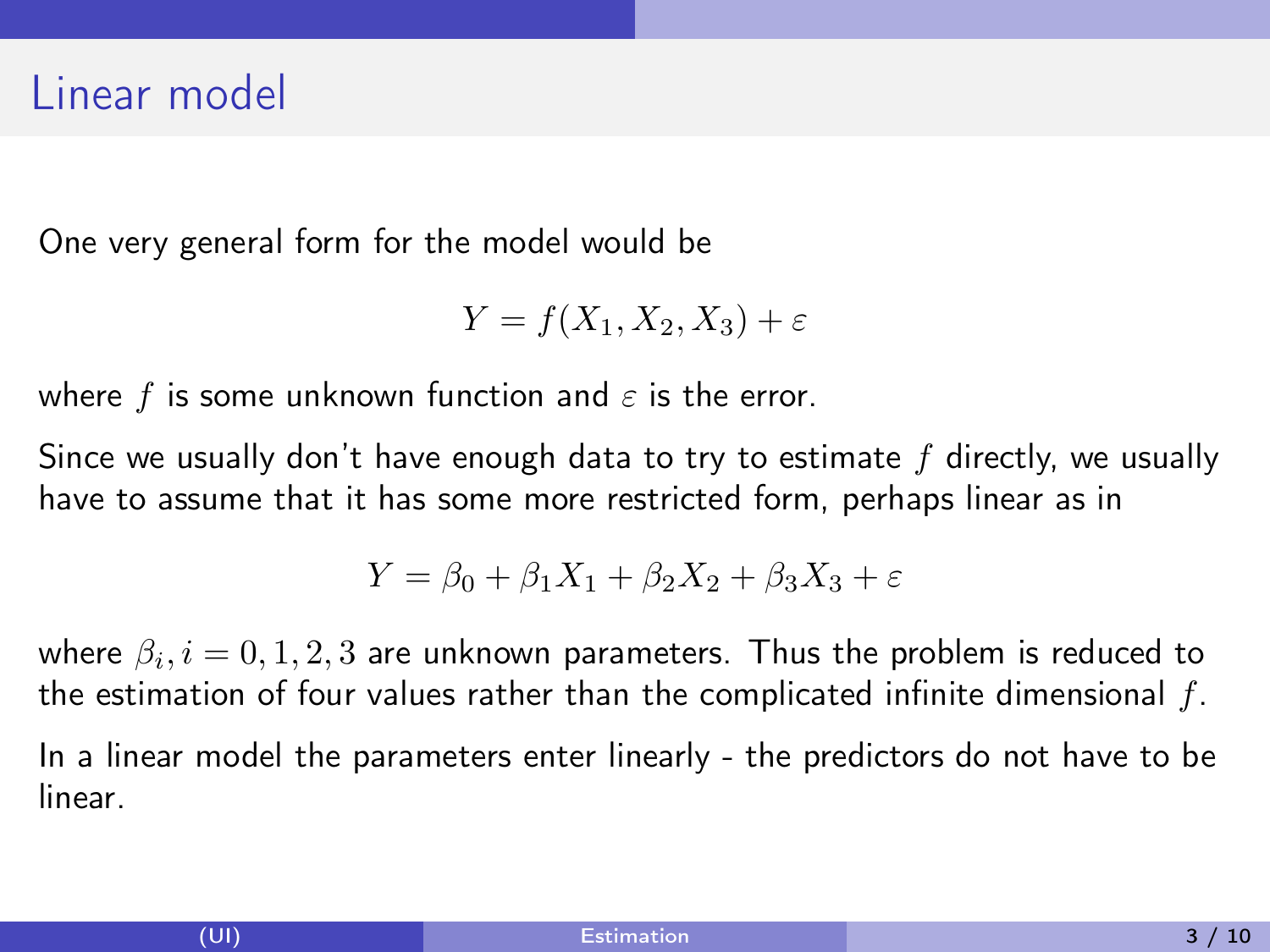# Linear model

One very general form for the model would be

$$Y = f(X_1, X_2, X_3) + \varepsilon$$

where $f$ is some unknown function and $\varepsilon$ is the error.

Since we usually don't have enough data to try to estimate $f$ directly, we usually have to assume that it has some more restricted form, perhaps linear as in

$$Y = \beta_0 + \beta_1 X_1 + \beta_2 X_2 + \beta_3 X_3 + \varepsilon$$

where $\beta_i, i = 0, 1, 2, 3$ are unknown parameters. Thus the problem is reduced to the estimation of four values rather than the complicated infinite dimensional $f$.

In a linear model the parameters enter linearly - the predictors do not have to be linear.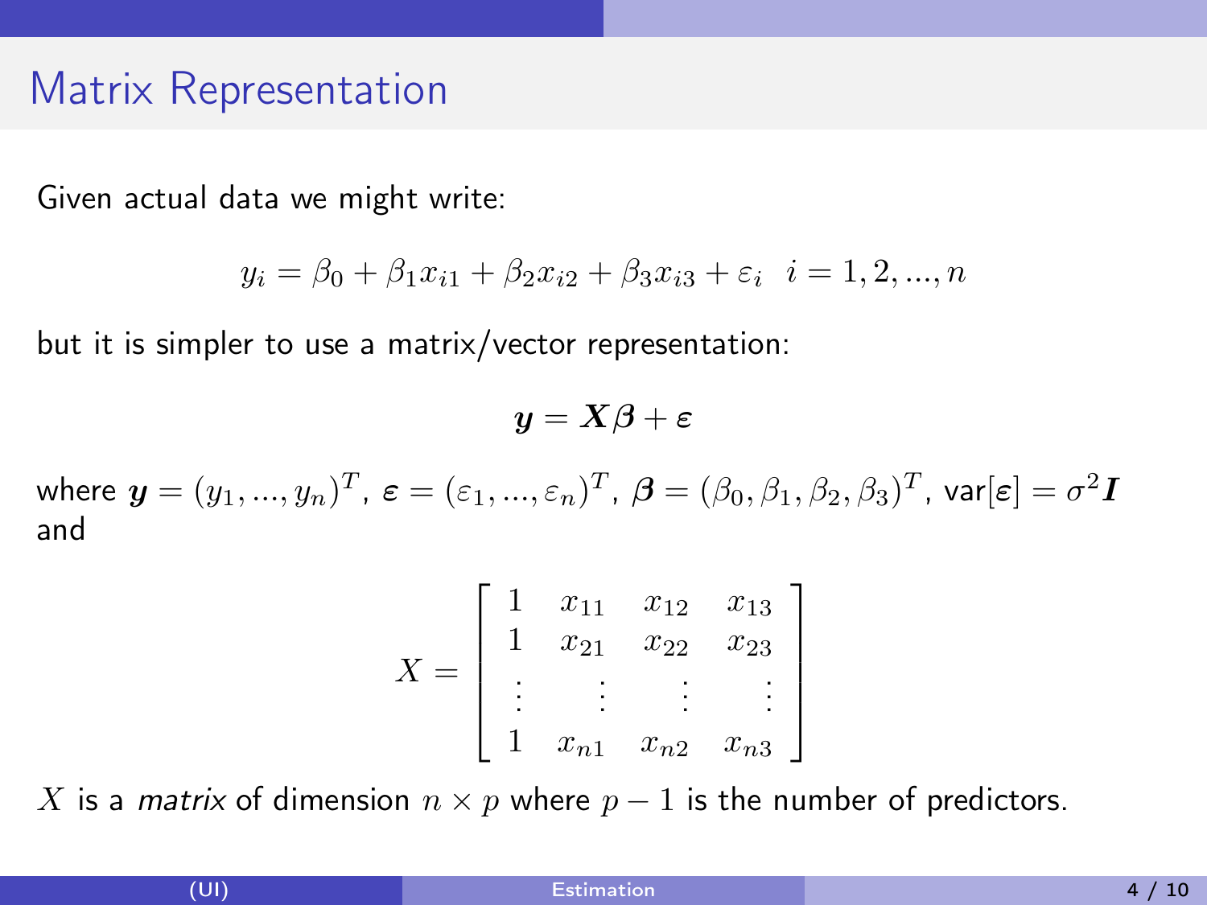# Matrix Representation

Given actual data we might write:

$$y_i = \beta_0 + \beta_1 x_{i1} + \beta_2 x_{i2} + \beta_3 x_{i3} + \varepsilon_i \quad i = 1, 2, ..., n$$

but it is simpler to use a matrix/vector representation:

$$\boldsymbol{y} = \boldsymbol{X}\boldsymbol{\beta} + \boldsymbol{\varepsilon}$$

where $\boldsymbol{y} = (y_1, ..., y_n)^T$, $\boldsymbol{\varepsilon} = (\varepsilon_1, ..., \varepsilon_n)^T$, $\boldsymbol{\beta} = (\beta_0, \beta_1, \beta_2, \beta_3)^T$, $\text{var}[\boldsymbol{\varepsilon}] = \sigma^2 \boldsymbol{I}$ and

$$X = \begin{bmatrix} 1 & x_{11} & x_{12} & x_{13} \\ 1 & x_{21} & x_{22} & x_{23} \\ \vdots & \vdots & \vdots & \vdots \\ 1 & x_{n1} & x_{n2} & x_{n3} \end{bmatrix}$$

$X$ is a *matrix* of dimension $n \times p$ where $p - 1$ is the number of predictors.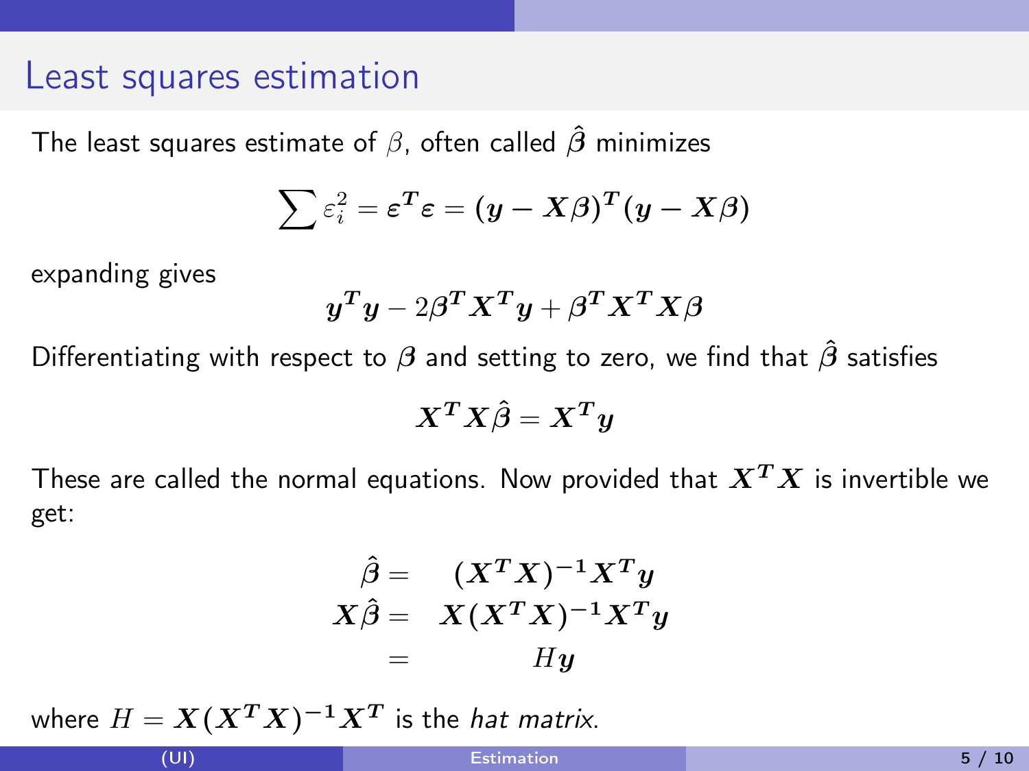# Least squares estimation

The least squares estimate of $\beta$, often called $\hat{\boldsymbol{\beta}}$ minimizes

$$\sum \varepsilon_i^2 = \boldsymbol{\varepsilon^T \varepsilon} = \boldsymbol{(y - X\beta)^T(y - X\beta)}$$

expanding gives

$$\boldsymbol{y^T y} - 2\boldsymbol{\beta^T X^T y} + \boldsymbol{\beta^T X^T X \beta}$$

Differentiating with respect to $\boldsymbol{\beta}$ and setting to zero, we find that $\hat{\boldsymbol{\beta}}$ satisfies

$$\boldsymbol{X^T X}\hat{\boldsymbol{\beta}} = \boldsymbol{X^T y}$$

These are called the normal equations. Now provided that $\boldsymbol{X^T X}$ is invertible we get:

$$\begin{aligned}
\hat{\boldsymbol{\beta}} &= \quad \boldsymbol{(X^T X)^{-1} X^T y} \\
\boldsymbol{X}\hat{\boldsymbol{\beta}} &= \quad \boldsymbol{X(X^T X)^{-1} X^T y} \\
&= \quad H\boldsymbol{y}
\end{aligned}$$

where $H = \boldsymbol{X(X^T X)^{-1} X^T}$ is the *hat matrix*.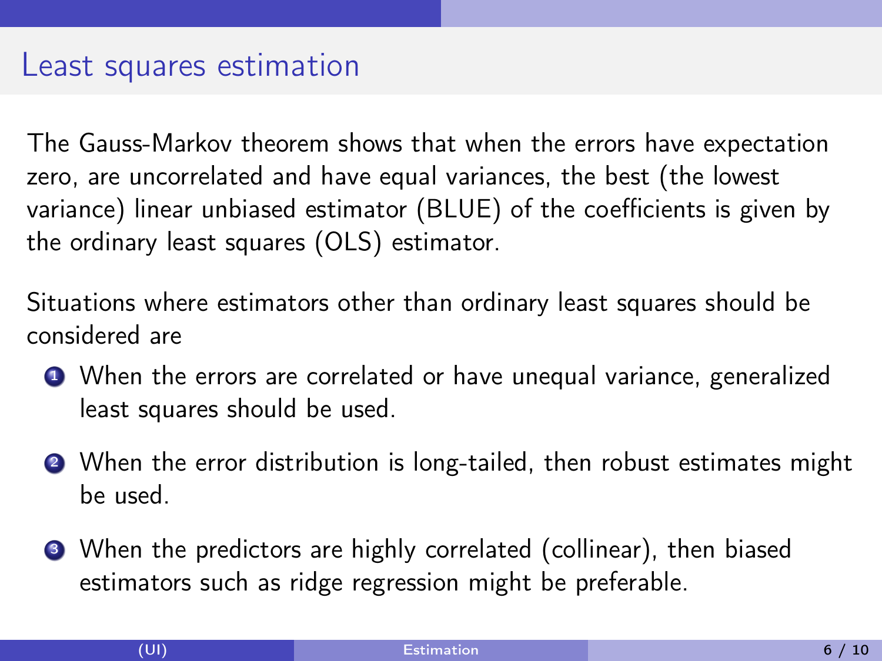# Least squares estimation

The Gauss-Markov theorem shows that when the errors have expectation zero, are uncorrelated and have equal variances, the best (the lowest variance) linear unbiased estimator (BLUE) of the coefficients is given by the ordinary least squares (OLS) estimator.

Situations where estimators other than ordinary least squares should be considered are

1. When the errors are correlated or have unequal variance, generalized least squares should be used.
2. When the error distribution is long-tailed, then robust estimates might be used.
3. When the predictors are highly correlated (collinear), then biased estimators such as ridge regression might be preferable.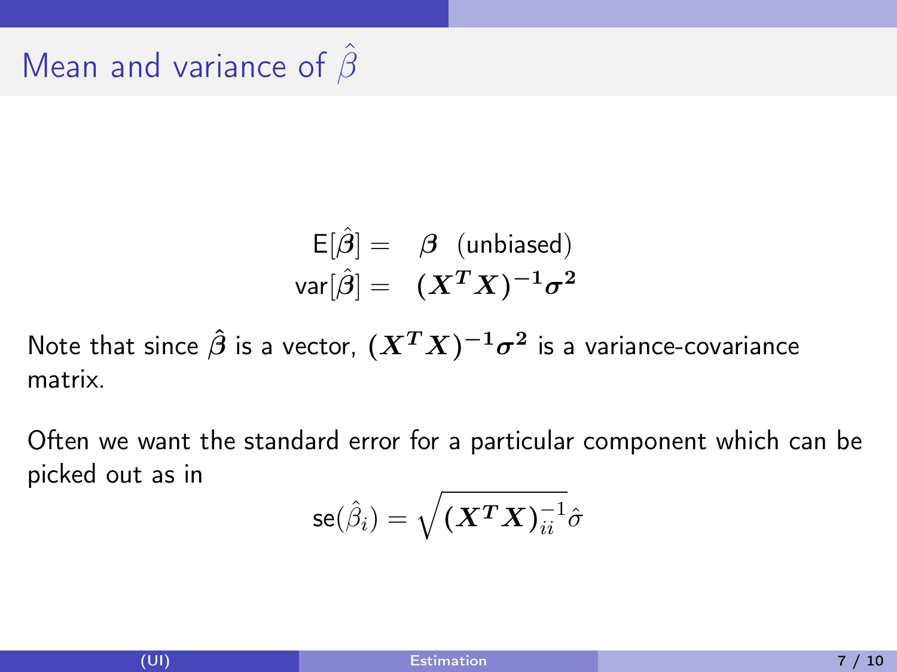# Mean and variance of $\hat{\beta}$

$$
\begin{aligned}
\mathsf{E}[\hat{\boldsymbol{\beta}}] &= \boldsymbol{\beta} \ \ \text{(unbiased)} \\
\mathsf{var}[\hat{\boldsymbol{\beta}}] &= (\boldsymbol{X^T X})^{-1}\boldsymbol{\sigma^2}
\end{aligned}
$$

Note that since $\hat{\boldsymbol{\beta}}$ is a vector, $(\boldsymbol{X^T X})^{-1}\boldsymbol{\sigma^2}$ is a variance-covariance matrix.

Often we want the standard error for a particular component which can be picked out as in

$$
\mathsf{se}(\hat{\beta}_i) = \sqrt{(\boldsymbol{X^T X})^{-1}_{ii}}\,\hat{\sigma}
$$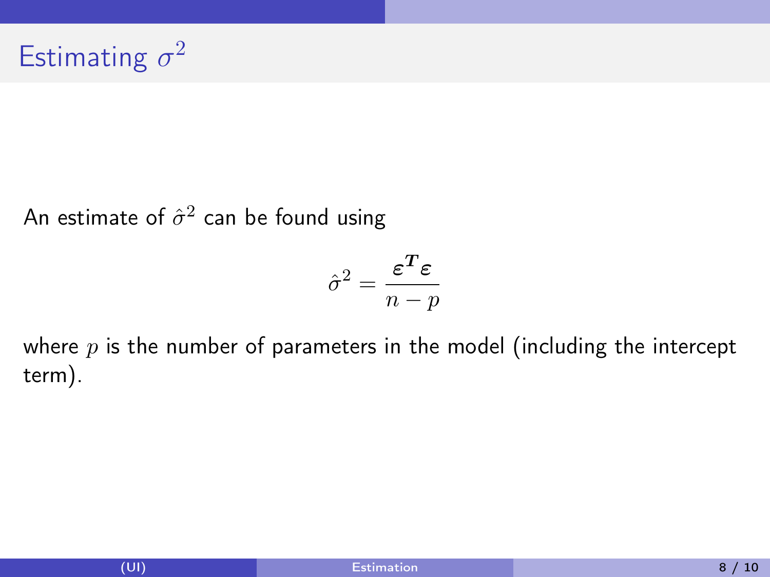# Estimating $\sigma^2$

An estimate of $\hat{\sigma}^2$ can be found using

$$\hat{\sigma}^2 = \frac{\boldsymbol{\varepsilon^T \varepsilon}}{n - p}$$

where $p$ is the number of parameters in the model (including the intercept term).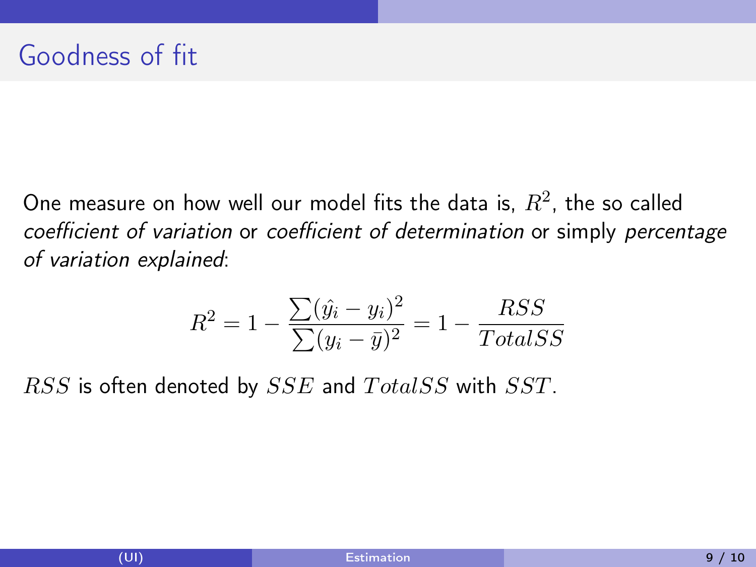# Goodness of fit

One measure on how well our model fits the data is, $R^2$, the so called *coefficient of variation* or *coefficient of determination* or simply *percentage of variation explained*:

$$R^2 = 1 - \frac{\sum(\hat{y_i} - y_i)^2}{\sum(y_i - \bar{y})^2} = 1 - \frac{RSS}{TotalSS}$$

$RSS$ is often denoted by $SSE$ and $TotalSS$ with $SST$.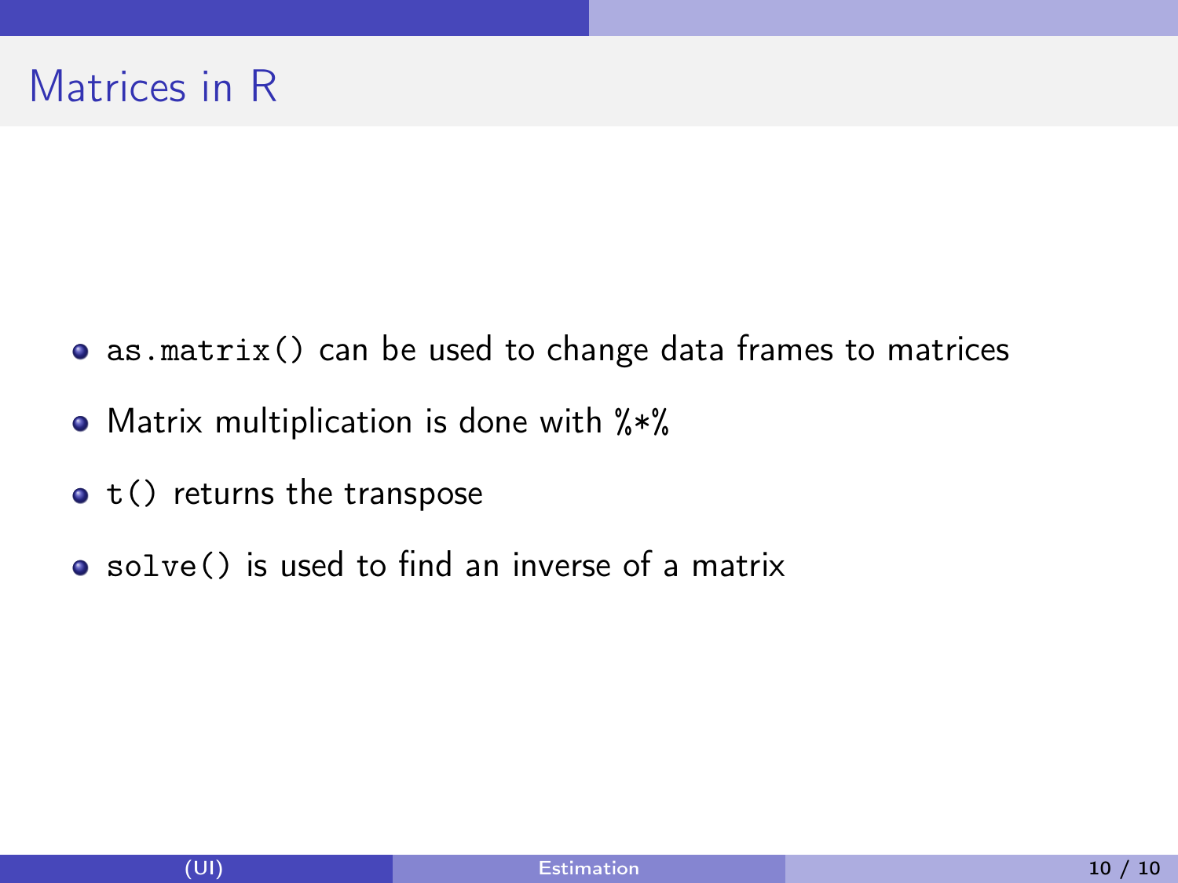# Matrices in R

- `as.matrix()` can be used to change data frames to matrices
- Matrix multiplication is done with `%*%`
- `t()` returns the transpose
- `solve()` is used to find an inverse of a matrix